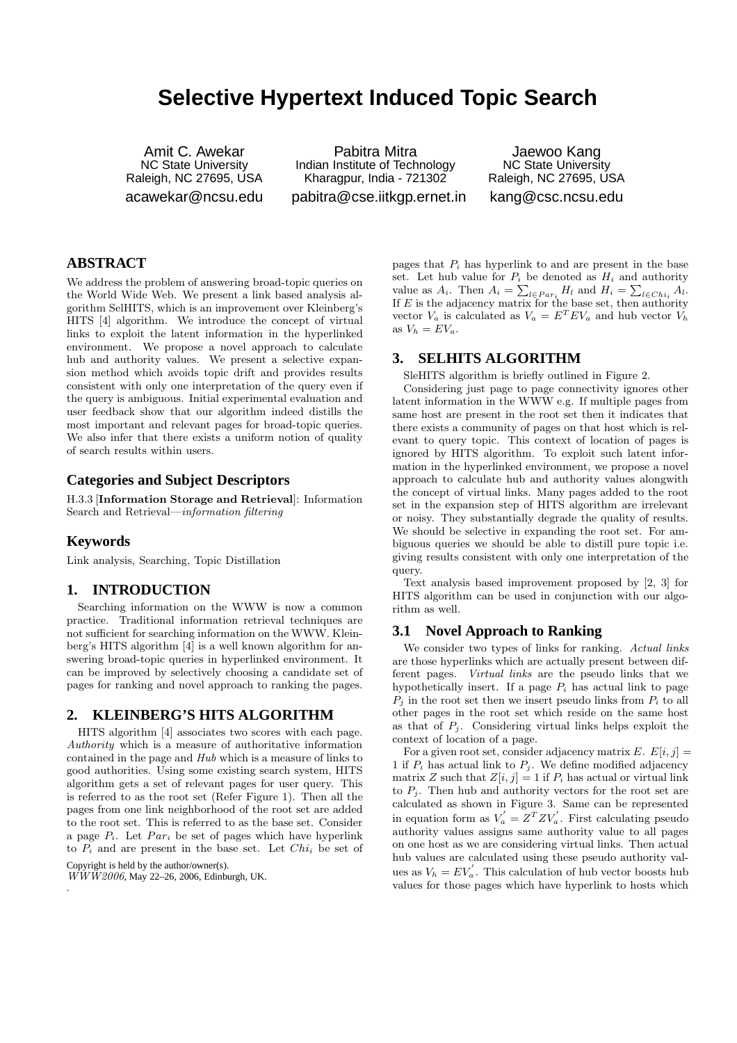# Selective Hypertext Induced Topic Search

Amit C. Awekar
NC State University
Raleigh, NC 27695, USA
acawekar@ncsu.edu

Pabitra Mitra
Indian Institute of Technology
Kharagpur, India - 721302
pabitra@cse.iitkgp.ernet.in

Jaewoo Kang
NC State University
Raleigh, NC 27695, USA
kang@csc.ncsu.edu

## ABSTRACT

We address the problem of answering broad-topic queries on the World Wide Web. We present a link based analysis algorithm SelHITS, which is an improvement over Kleinberg's HITS [4] algorithm. We introduce the concept of virtual links to exploit the latent information in the hyperlinked environment. We propose a novel approach to calculate hub and authority values. We present a selective expansion method which avoids topic drift and provides results consistent with only one interpretation of the query even if the query is ambiguous. Initial experimental evaluation and user feedback show that our algorithm indeed distills the most important and relevant pages for broad-topic queries. We also infer that there exists a uniform notion of quality of search results within users.

## Categories and Subject Descriptors

H.3.3 [**Information Storage and Retrieval**]: Information Search and Retrieval—*information filtering*

## Keywords

Link analysis, Searching, Topic Distillation

## 1. INTRODUCTION

Searching information on the WWW is now a common practice. Traditional information retrieval techniques are not sufficient for searching information on the WWW. Kleinberg's HITS algorithm [4] is a well known algorithm for answering broad-topic queries in hyperlinked environment. It can be improved by selectively choosing a candidate set of pages for ranking and novel approach to ranking the pages.

## 2. KLEINBERG'S HITS ALGORITHM

HITS algorithm [4] associates two scores with each page. *Authority* which is a measure of authoritative information contained in the page and *Hub* which is a measure of links to good authorities. Using some existing search system, HITS algorithm gets a set of relevant pages for user query. This is referred to as the root set (Refer Figure 1). Then all the pages from one link neighborhood of the root set are added to the root set. This is referred to as the base set. Consider a page $P_i$. Let $Par_i$ be set of pages which have hyperlink to $P_i$ and are present in the base set. Let $Chi_i$ be set of pages that $P_i$ has hyperlink to and are present in the base set. Let hub value for $P_i$ be denoted as $H_i$ and authority value as $A_i$. Then $A_i = \sum_{l \in Par_i} H_l$ and $H_i = \sum_{l \in Chi_i} A_l$. If $E$ is the adjacency matrix for the base set, then authority vector $V_a$ is calculated as $V_a = E^T E V_a$ and hub vector $V_h$ as $V_h = E V_a$.

Copyright is held by the author/owner(s).
*WWW2006*, May 22–26, 2006, Edinburgh, UK.

## 3. SELHITS ALGORITHM

SleHITS algorithm is briefly outlined in Figure 2.

Considering just page to page connectivity ignores other latent information in the WWW e.g. If multiple pages from same host are present in the root set then it indicates that there exists a community of pages on that host which is relevant to query topic. This context of location of pages is ignored by HITS algorithm. To exploit such latent information in the hyperlinked environment, we propose a novel approach to calculate hub and authority values alongwith the concept of virtual links. Many pages added to the root set in the expansion step of HITS algorithm are irrelevant or noisy. They substantially degrade the quality of results. We should be selective in expanding the root set. For ambiguous queries we should be able to distill pure topic i.e. giving results consistent with only one interpretation of the query.

Text analysis based improvement proposed by [2, 3] for HITS algorithm can be used in conjunction with our algorithm as well.

### 3.1 Novel Approach to Ranking

We consider two types of links for ranking. *Actual links* are those hyperlinks which are actually present between different pages. *Virtual links* are the pseudo links that we hypothetically insert. If a page $P_i$ has actual link to page $P_j$ in the root set then we insert pseudo links from $P_i$ to all other pages in the root set which reside on the same host as that of $P_j$. Considering virtual links helps exploit the context of location of a page.

For a given root set, consider adjacency matrix $E$. $E[i, j] = 1$ if $P_i$ has actual link to $P_j$. We define modified adjacency matrix $Z$ such that $Z[i, j] = 1$ if $P_i$ has actual or virtual link to $P_j$. Then hub and authority vectors for the root set are calculated as shown in Figure 3. Same can be represented in equation form as $V_a^{'} = Z^T Z V_a^{'}$. First calculating pseudo authority values assigns same authority value to all pages on one host as we are considering virtual links. Then actual hub values are calculated using these pseudo authority values as $V_h = E V_a^{'}$. This calculation of hub vector boosts hub values for those pages which have hyperlink to hosts which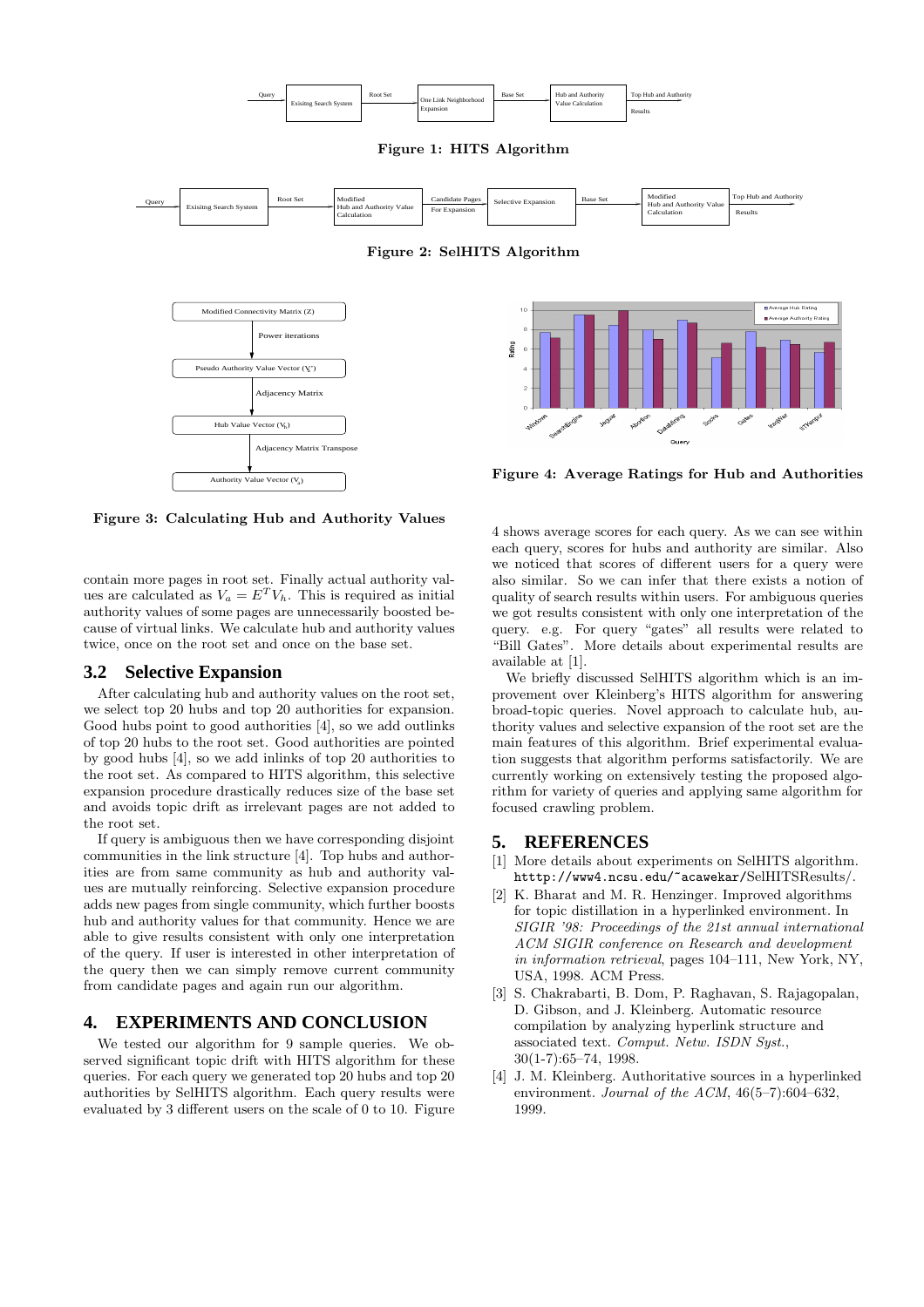Query → Exisiting Search System → Root Set → One Link Neighborhood Expansion → Base Set → Hub and Authority Value Calculation → Top Hub and Authority Results

Figure 1: HITS Algorithm

Query → Exisiting Search System → Root Set → Modified Hub and Authority Value Calculation → Candidate Pages For Expansion → Selective Expansion → Base Set → Modified Hub and Authority Value Calculation → Top Hub and Authority Results

Figure 2: SelHITS Algorithm

Modified Connectivity Matrix (Z)
Power iterations
Pseudo Authority Value Vector ($V_a'$)
Adjacency Matrix
Hub Value Vector ($V_h$)
Adjacency Matrix Transpose
Authority Value Vector ($V_a$)

Figure 3: Calculating Hub and Authority Values

Average Hub Rating
Average Authority Rating
Rating
0
2
4
6
8
10
Windows
SearchEngine
Jaguar
Abortion
DataMining
Scuba
Gates
IraqWar
IITKanpur
Query

Figure 4: Average Ratings for Hub and Authorities

contain more pages in root set. Finally actual authority values are calculated as $V_a = E^T V_h$. This is required as initial authority values of some pages are unnecessarily boosted because of virtual links. We calculate hub and authority values twice, once on the root set and once on the base set.

### 3.2 Selective Expansion

After calculating hub and authority values on the root set, we select top 20 hubs and top 20 authorities for expansion. Good hubs point to good authorities [4], so we add outlinks of top 20 hubs to the root set. Good authorities are pointed by good hubs [4], so we add inlinks of top 20 authorities to the root set. As compared to HITS algorithm, this selective expansion procedure drastically reduces size of the base set and avoids topic drift as irrelevant pages are not added to the root set.

If query is ambiguous then we have corresponding disjoint communities in the link structure [4]. Top hubs and authorities are from same community as hub and authority values are mutually reinforcing. Selective expansion procedure adds new pages from single community, which further boosts hub and authority values for that community. Hence we are able to give results consistent with only one interpretation of the query. If user is interested in other interpretation of the query then we can simply remove current community from candidate pages and again run our algorithm.

## 4. EXPERIMENTS AND CONCLUSION

We tested our algorithm for 9 sample queries. We observed significant topic drift with HITS algorithm for these queries. For each query we generated top 20 hubs and top 20 authorities by SelHITS algorithm. Each query results were evaluated by 3 different users on the scale of 0 to 10. Figure 4 shows average scores for each query. As we can see within each query, scores for hubs and authority are similar. Also we noticed that scores of different users for a query were also similar. So we can infer that there exists a notion of quality of search results within users. For ambiguous queries we got results consistent with only one interpretation of the query. e.g. For query "gates" all results were related to "Bill Gates". More details about experimental results are available at [1].

We briefly discussed SelHITS algorithm which is an improvement over Kleinberg's HITS algorithm for answering broad-topic queries. Novel approach to calculate hub, authority values and selective expansion of the root set are the main features of this algorithm. Brief experimental evaluation suggests that algorithm performs satisfactorily. We are currently working on extensively testing the proposed algorithm for variety of queries and applying same algorithm for focused crawling problem.

## 5. REFERENCES

[1] More details about experiments on SelHITS algorithm. http://www4.ncsu.edu/~acawekar/SelHITSResults/.

[2] K. Bharat and M. R. Henzinger. Improved algorithms for topic distillation in a hyperlinked environment. In *SIGIR '98: Proceedings of the 21st annual international ACM SIGIR conference on Research and development in information retrieval*, pages 104–111, New York, NY, USA, 1998. ACM Press.

[3] S. Chakrabarti, B. Dom, P. Raghavan, S. Rajagopalan, D. Gibson, and J. Kleinberg. Automatic resource compilation by analyzing hyperlink structure and associated text. *Comput. Netw. ISDN Syst.*, 30(1-7):65–74, 1998.

[4] J. M. Kleinberg. Authoritative sources in a hyperlinked environment. *Journal of the ACM*, 46(5–7):604–632, 1999.